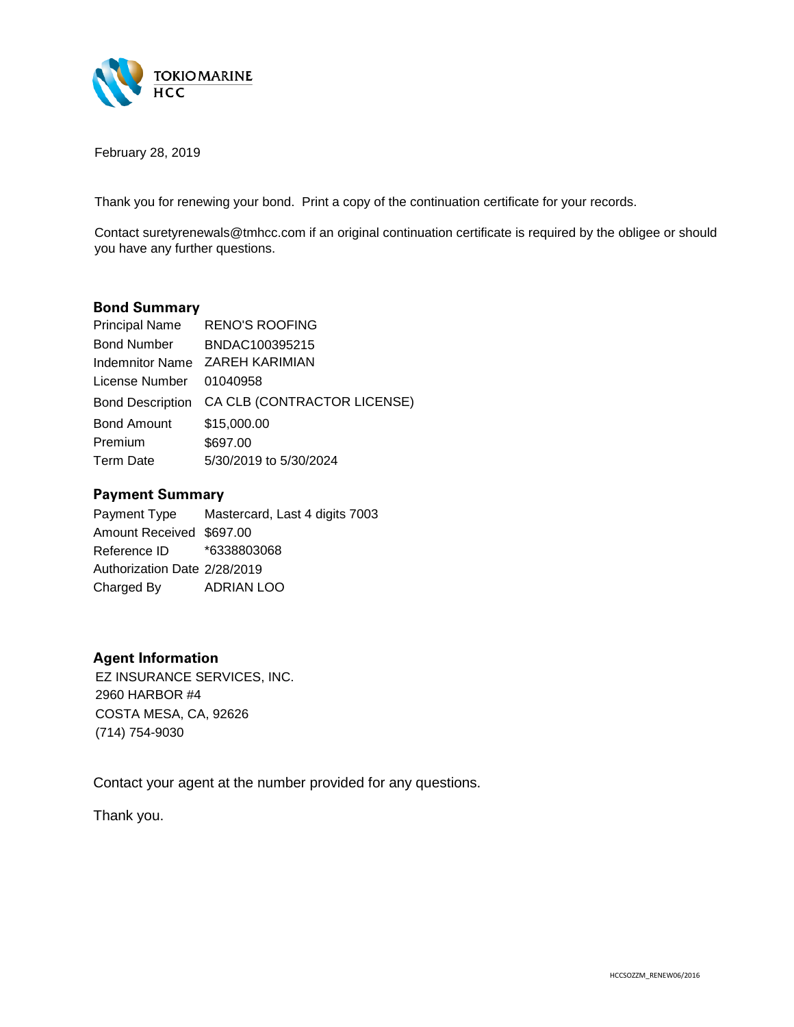TOKIO MARINE HCC

February 28, 2019

Thank you for renewing your bond. Print a copy of the continuation certificate for your records.

Contact suretyrenewals@tmhcc.com if an original continuation certificate is required by the obligee or should you have any further questions.

## Bond Summary

| | |
|---|---|
| Principal Name | RENO'S ROOFING |
| Bond Number | BNDAC100395215 |
| Indemnitor Name | ZAREH KARIMIAN |
| License Number | 01040958 |
| Bond Description | CA CLB (CONTRACTOR LICENSE) |
| Bond Amount | $15,000.00 |
| Premium | $697.00 |
| Term Date | 5/30/2019 to 5/30/2024 |

## Payment Summary

| | |
|---|---|
| Payment Type | Mastercard, Last 4 digits 7003 |
| Amount Received | $697.00 |
| Reference ID | *6338803068 |
| Authorization Date | 2/28/2019 |
| Charged By | ADRIAN LOO |

## Agent Information

EZ INSURANCE SERVICES, INC.
2960 HARBOR #4
COSTA MESA, CA, 92626
(714) 754-9030

Contact your agent at the number provided for any questions.

Thank you.

HCCSOZZM_RENEW06/2016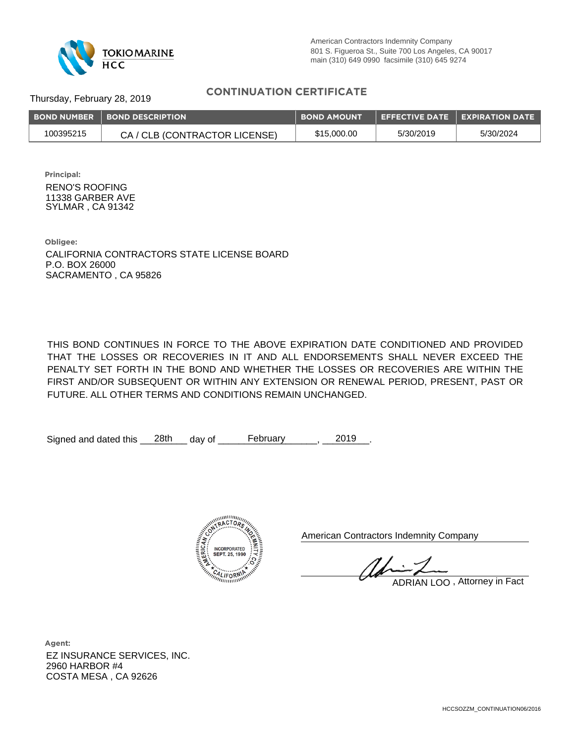TOKIO MARINE HCC

American Contractors Indemnity Company
801 S. Figueroa St., Suite 700 Los Angeles, CA 90017
main (310) 649 0990 facsimile (310) 645 9274

Thursday, February 28, 2019

## CONTINUATION CERTIFICATE

| BOND NUMBER | BOND DESCRIPTION | BOND AMOUNT | EFFECTIVE DATE | EXPIRATION DATE |
|---|---|---|---|---|
| 100395215 | CA / CLB (CONTRACTOR LICENSE) | $15,000.00 | 5/30/2019 | 5/30/2024 |

**Principal:**

RENO'S ROOFING
11338 GARBER AVE
SYLMAR , CA 91342

**Obligee:**

CALIFORNIA CONTRACTORS STATE LICENSE BOARD
P.O. BOX 26000
SACRAMENTO , CA 95826

THIS BOND CONTINUES IN FORCE TO THE ABOVE EXPIRATION DATE CONDITIONED AND PROVIDED THAT THE LOSSES OR RECOVERIES IN IT AND ALL ENDORSEMENTS SHALL NEVER EXCEED THE PENALTY SET FORTH IN THE BOND AND WHETHER THE LOSSES OR RECOVERIES ARE WITHIN THE FIRST AND/OR SUBSEQUENT OR WITHIN ANY EXTENSION OR RENEWAL PERIOD, PRESENT, PAST OR FUTURE. ALL OTHER TERMS AND CONDITIONS REMAIN UNCHANGED.

Signed and dated this 28th day of February, 2019.

AMERICAN CONTRACTORS INDEMNITY CO. INCORPORATED SEPT. 25, 1990 CALIFORNIA

American Contractors Indemnity Company

ADRIAN LOO , Attorney in Fact

**Agent:**

EZ INSURANCE SERVICES, INC.
2960 HARBOR #4
COSTA MESA , CA 92626

HCCSOZZM_CONTINUATION06/2016